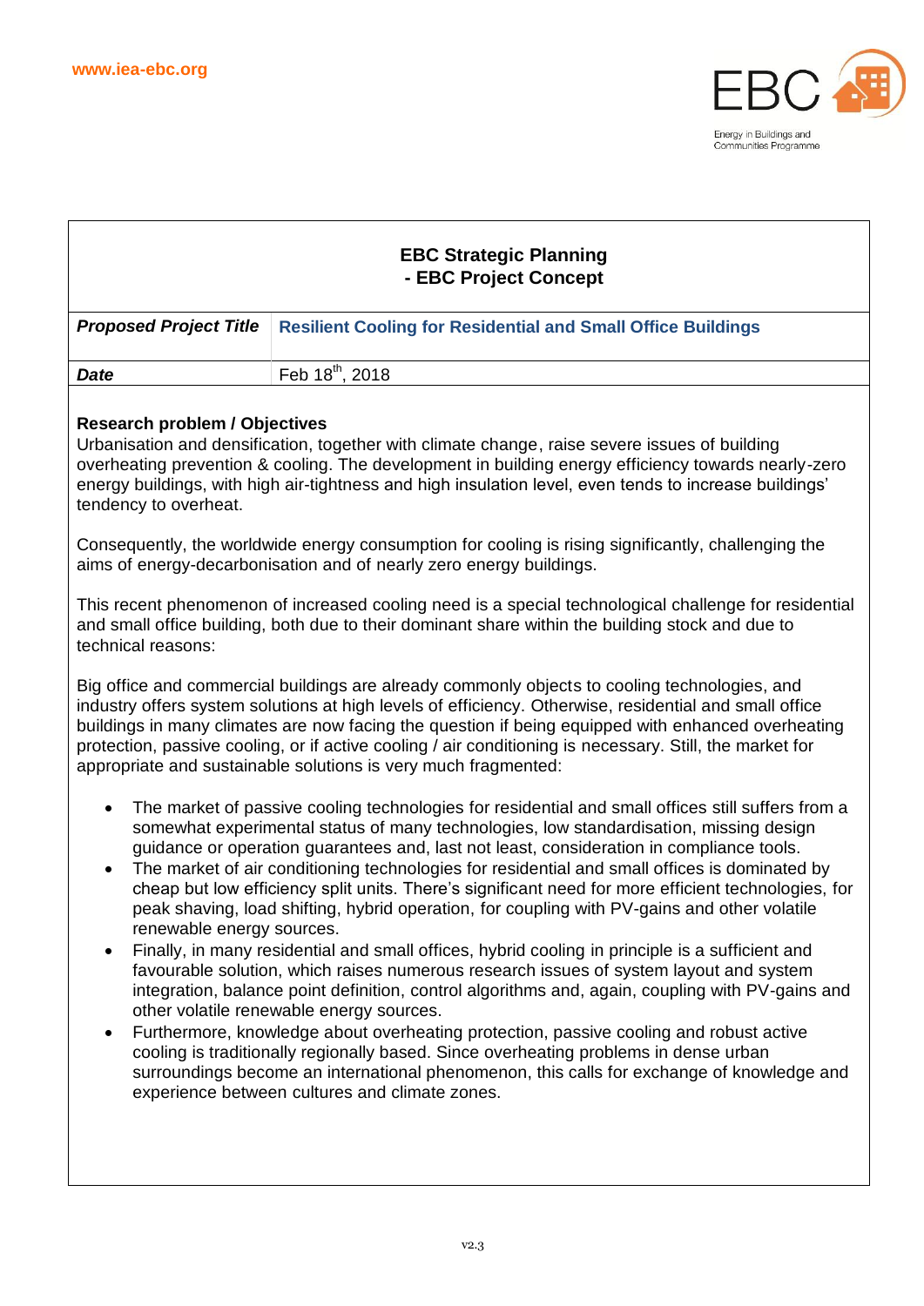www.iea-ebc.org

EBC
Energy in Buildings and Communities Programme

## EBC Strategic Planning
## - EBC Project Concept

| ***Proposed Project Title*** | **Resilient Cooling for Residential and Small Office Buildings** |
|---|---|
| ***Date*** | Feb 18th, 2018 |

**Research problem / Objectives**

Urbanisation and densification, together with climate change, raise severe issues of building overheating prevention & cooling. The development in building energy efficiency towards nearly-zero energy buildings, with high air-tightness and high insulation level, even tends to increase buildings' tendency to overheat.

Consequently, the worldwide energy consumption for cooling is rising significantly, challenging the aims of energy-decarbonisation and of nearly zero energy buildings.

This recent phenomenon of increased cooling need is a special technological challenge for residential and small office building, both due to their dominant share within the building stock and due to technical reasons:

Big office and commercial buildings are already commonly objects to cooling technologies, and industry offers system solutions at high levels of efficiency. Otherwise, residential and small office buildings in many climates are now facing the question if being equipped with enhanced overheating protection, passive cooling, or if active cooling / air conditioning is necessary. Still, the market for appropriate and sustainable solutions is very much fragmented:

- The market of passive cooling technologies for residential and small offices still suffers from a somewhat experimental status of many technologies, low standardisation, missing design guidance or operation guarantees and, last not least, consideration in compliance tools.
- The market of air conditioning technologies for residential and small offices is dominated by cheap but low efficiency split units. There's significant need for more efficient technologies, for peak shaving, load shifting, hybrid operation, for coupling with PV-gains and other volatile renewable energy sources.
- Finally, in many residential and small offices, hybrid cooling in principle is a sufficient and favourable solution, which raises numerous research issues of system layout and system integration, balance point definition, control algorithms and, again, coupling with PV-gains and other volatile renewable energy sources.
- Furthermore, knowledge about overheating protection, passive cooling and robust active cooling is traditionally regionally based. Since overheating problems in dense urban surroundings become an international phenomenon, this calls for exchange of knowledge and experience between cultures and climate zones.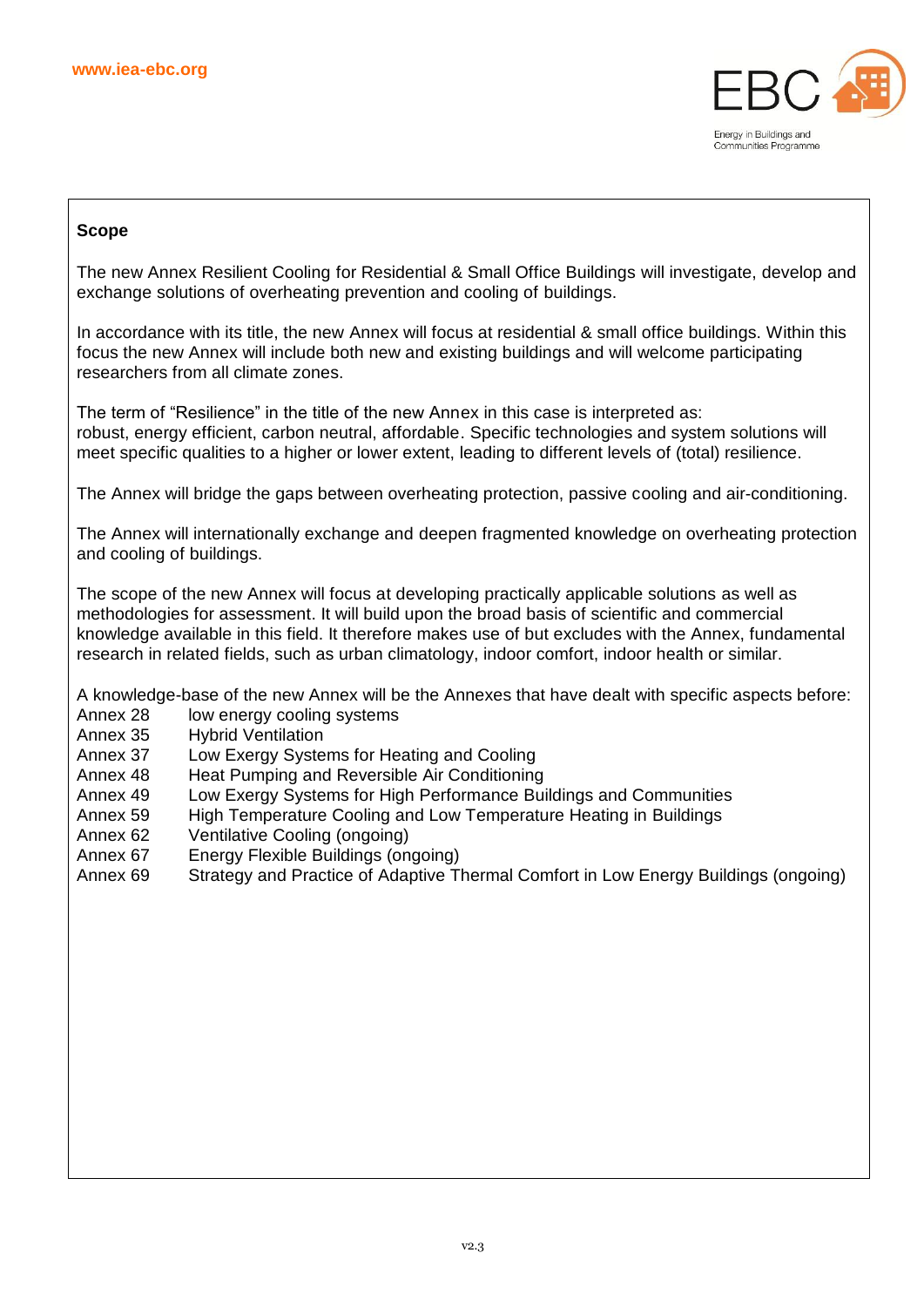**Scope**

The new Annex Resilient Cooling for Residential & Small Office Buildings will investigate, develop and exchange solutions of overheating prevention and cooling of buildings.

In accordance with its title, the new Annex will focus at residential & small office buildings. Within this focus the new Annex will include both new and existing buildings and will welcome participating researchers from all climate zones.

The term of "Resilience" in the title of the new Annex in this case is interpreted as: robust, energy efficient, carbon neutral, affordable. Specific technologies and system solutions will meet specific qualities to a higher or lower extent, leading to different levels of (total) resilience.

The Annex will bridge the gaps between overheating protection, passive cooling and air-conditioning.

The Annex will internationally exchange and deepen fragmented knowledge on overheating protection and cooling of buildings.

The scope of the new Annex will focus at developing practically applicable solutions as well as methodologies for assessment. It will build upon the broad basis of scientific and commercial knowledge available in this field. It therefore makes use of but excludes with the Annex, fundamental research in related fields, such as urban climatology, indoor comfort, indoor health or similar.

A knowledge-base of the new Annex will be the Annexes that have dealt with specific aspects before:

- Annex 28 low energy cooling systems
- Annex 35 Hybrid Ventilation
- Annex 37 Low Exergy Systems for Heating and Cooling
- Annex 48 Heat Pumping and Reversible Air Conditioning
- Annex 49 Low Exergy Systems for High Performance Buildings and Communities
- Annex 59 High Temperature Cooling and Low Temperature Heating in Buildings
- Annex 62 Ventilative Cooling (ongoing)
- Annex 67 Energy Flexible Buildings (ongoing)
- Annex 69 Strategy and Practice of Adaptive Thermal Comfort in Low Energy Buildings (ongoing)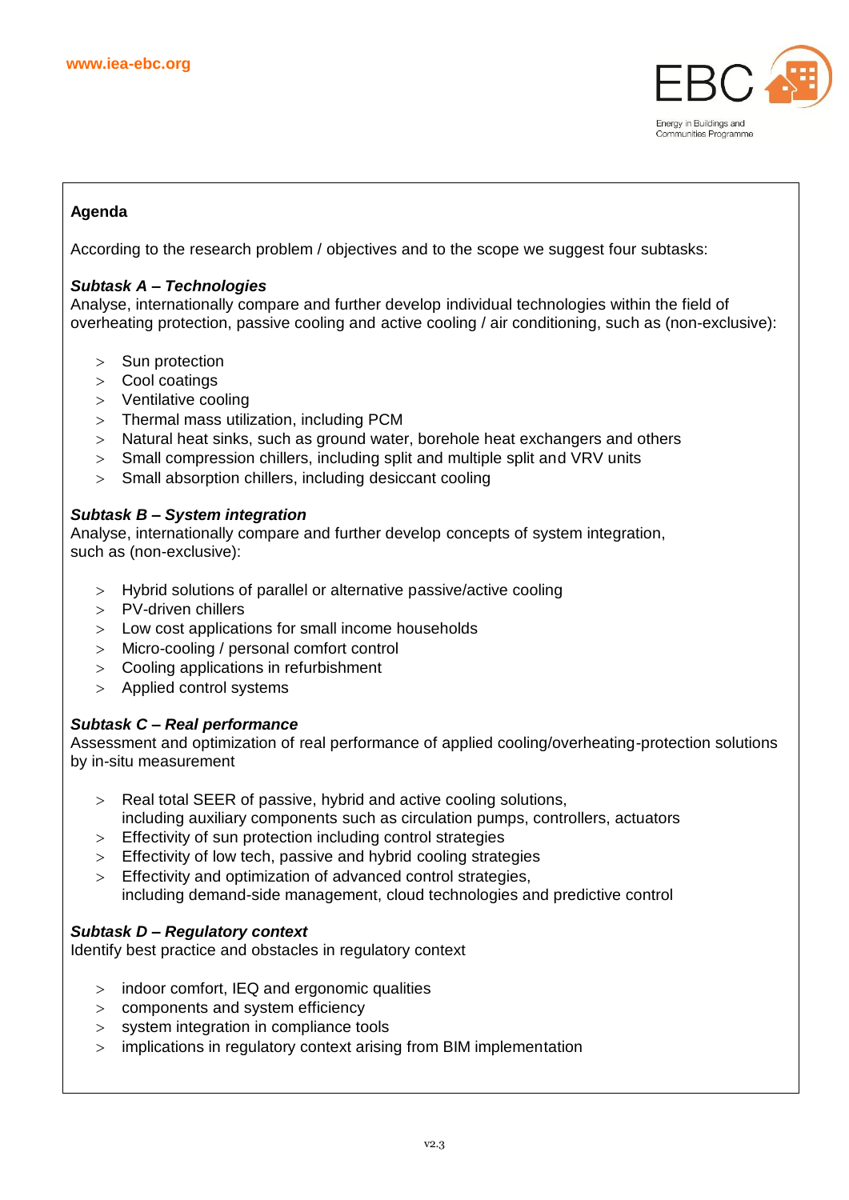**Agenda**

According to the research problem / objectives and to the scope we suggest four subtasks:

***Subtask A – Technologies***

Analyse, internationally compare and further develop individual technologies within the field of overheating protection, passive cooling and active cooling / air conditioning, such as (non-exclusive):

- Sun protection
- Cool coatings
- Ventilative cooling
- Thermal mass utilization, including PCM
- Natural heat sinks, such as ground water, borehole heat exchangers and others
- Small compression chillers, including split and multiple split and VRV units
- Small absorption chillers, including desiccant cooling

***Subtask B – System integration***

Analyse, internationally compare and further develop concepts of system integration, such as (non-exclusive):

- Hybrid solutions of parallel or alternative passive/active cooling
- PV-driven chillers
- Low cost applications for small income households
- Micro-cooling / personal comfort control
- Cooling applications in refurbishment
- Applied control systems

***Subtask C – Real performance***

Assessment and optimization of real performance of applied cooling/overheating-protection solutions by in-situ measurement

- Real total SEER of passive, hybrid and active cooling solutions, including auxiliary components such as circulation pumps, controllers, actuators
- Effectivity of sun protection including control strategies
- Effectivity of low tech, passive and hybrid cooling strategies
- Effectivity and optimization of advanced control strategies, including demand-side management, cloud technologies and predictive control

***Subtask D – Regulatory context***

Identify best practice and obstacles in regulatory context

- indoor comfort, IEQ and ergonomic qualities
- components and system efficiency
- system integration in compliance tools
- implications in regulatory context arising from BIM implementation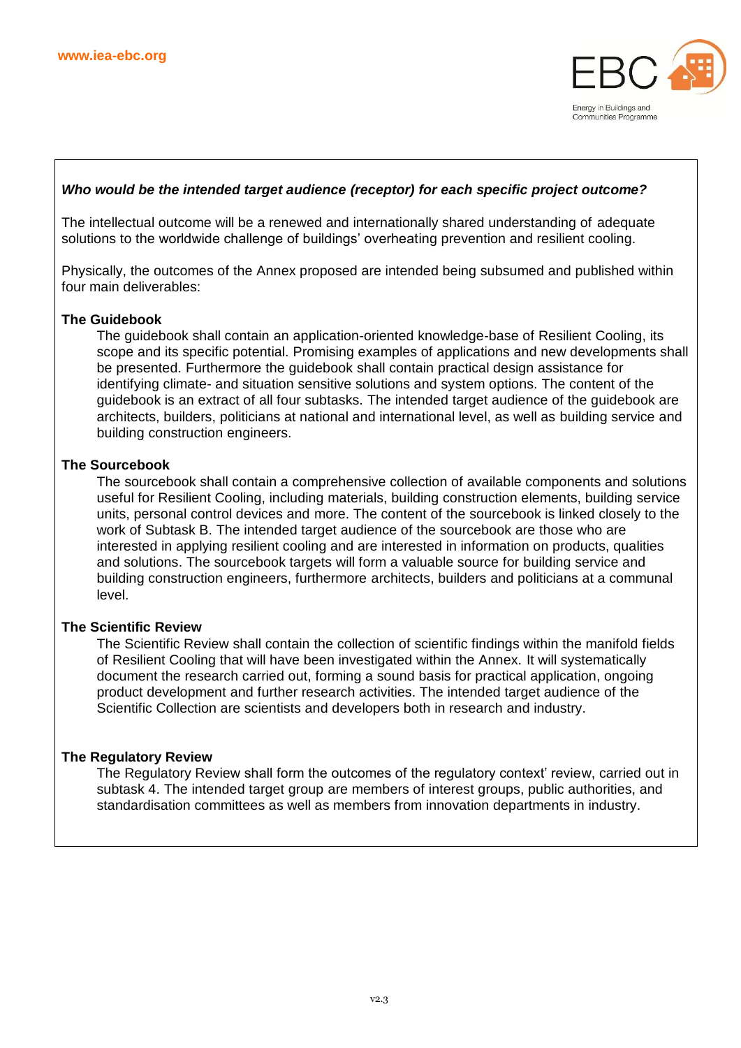***Who would be the intended target audience (receptor) for each specific project outcome?***

The intellectual outcome will be a renewed and internationally shared understanding of adequate solutions to the worldwide challenge of buildings' overheating prevention and resilient cooling.

Physically, the outcomes of the Annex proposed are intended being subsumed and published within four main deliverables:

**The Guidebook**

The guidebook shall contain an application-oriented knowledge-base of Resilient Cooling, its scope and its specific potential. Promising examples of applications and new developments shall be presented. Furthermore the guidebook shall contain practical design assistance for identifying climate- and situation sensitive solutions and system options. The content of the guidebook is an extract of all four subtasks. The intended target audience of the guidebook are architects, builders, politicians at national and international level, as well as building service and building construction engineers.

**The Sourcebook**

The sourcebook shall contain a comprehensive collection of available components and solutions useful for Resilient Cooling, including materials, building construction elements, building service units, personal control devices and more. The content of the sourcebook is linked closely to the work of Subtask B. The intended target audience of the sourcebook are those who are interested in applying resilient cooling and are interested in information on products, qualities and solutions. The sourcebook targets will form a valuable source for building service and building construction engineers, furthermore architects, builders and politicians at a communal level.

**The Scientific Review**

The Scientific Review shall contain the collection of scientific findings within the manifold fields of Resilient Cooling that will have been investigated within the Annex. It will systematically document the research carried out, forming a sound basis for practical application, ongoing product development and further research activities. The intended target audience of the Scientific Collection are scientists and developers both in research and industry.

**The Regulatory Review**

The Regulatory Review shall form the outcomes of the regulatory context' review, carried out in subtask 4. The intended target group are members of interest groups, public authorities, and standardisation committees as well as members from innovation departments in industry.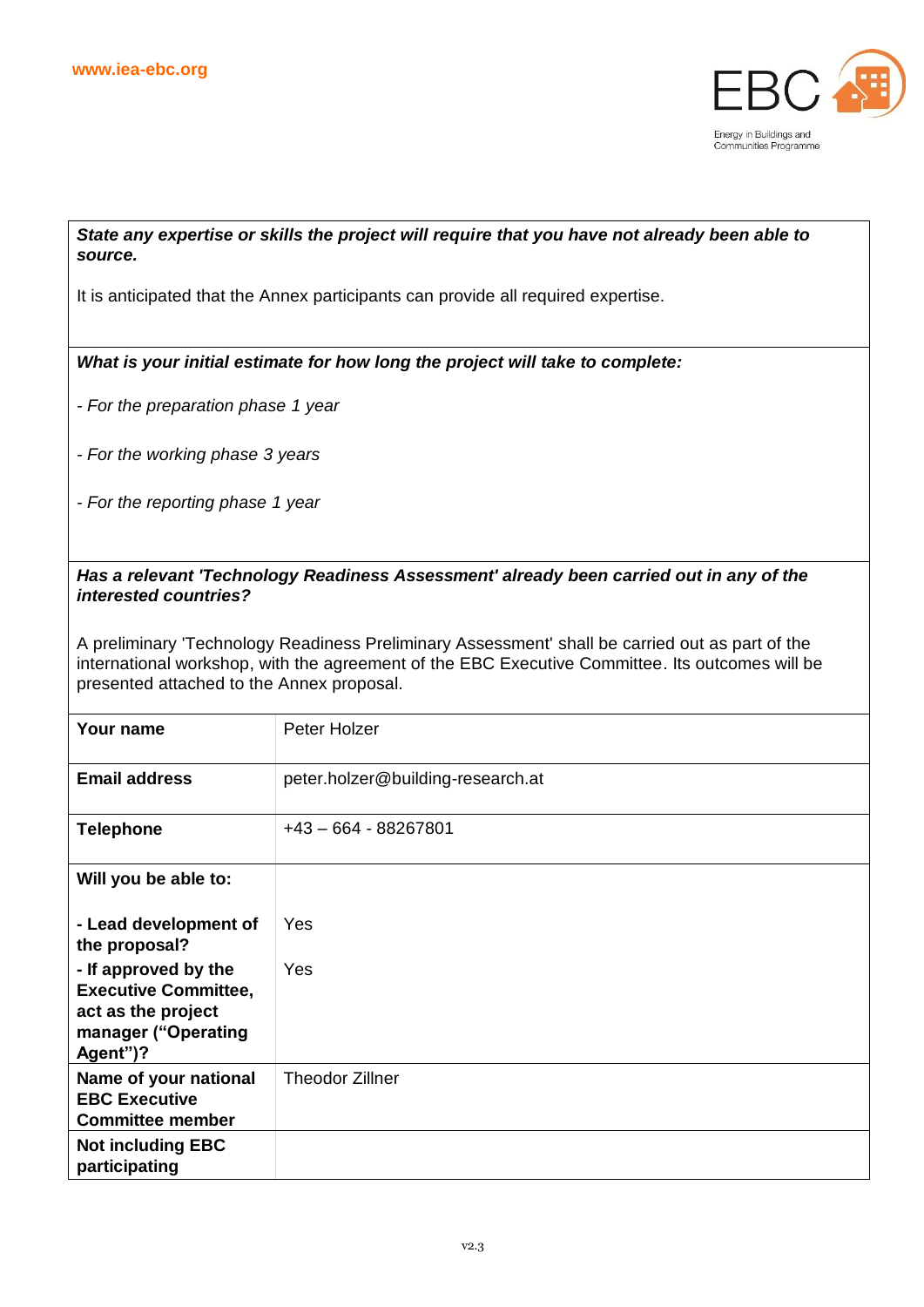***State any expertise or skills the project will require that you have not already been able to source.***

It is anticipated that the Annex participants can provide all required expertise.

***What is your initial estimate for how long the project will take to complete:***

*- For the preparation phase 1 year*

*- For the working phase 3 years*

*- For the reporting phase 1 year*

***Has a relevant 'Technology Readiness Assessment' already been carried out in any of the interested countries?***

A preliminary 'Technology Readiness Preliminary Assessment' shall be carried out as part of the international workshop, with the agreement of the EBC Executive Committee. Its outcomes will be presented attached to the Annex proposal.

| | |
|---|---|
| **Your name** | Peter Holzer |
| **Email address** | peter.holzer@building-research.at |
| **Telephone** | +43 – 664 - 88267801 |
| **Will you be able to:** | |
| **- Lead development of the proposal?** | Yes |
| **- If approved by the Executive Committee, act as the project manager ("Operating Agent")?** | Yes |
| **Name of your national EBC Executive Committee member** | Theodor Zillner |
| **Not including EBC participating** | |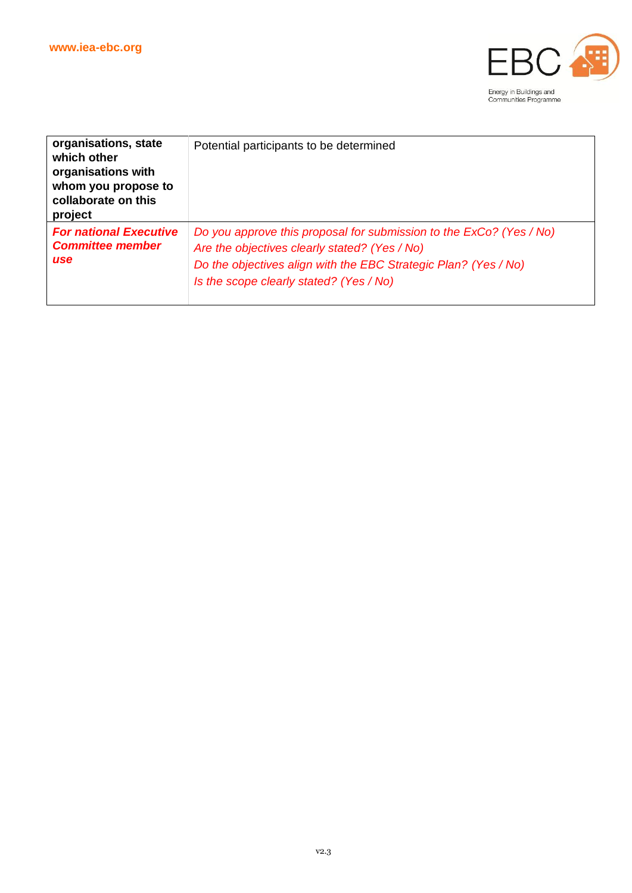| organisations, state which other organisations with whom you propose to collaborate on this project | Potential participants to be determined |
|---|---|
| ***For national Executive Committee member use*** | *Do you approve this proposal for submission to the ExCo? (Yes / No)*<br>*Are the objectives clearly stated? (Yes / No)*<br>*Do the objectives align with the EBC Strategic Plan? (Yes / No)*<br>*Is the scope clearly stated? (Yes / No)* |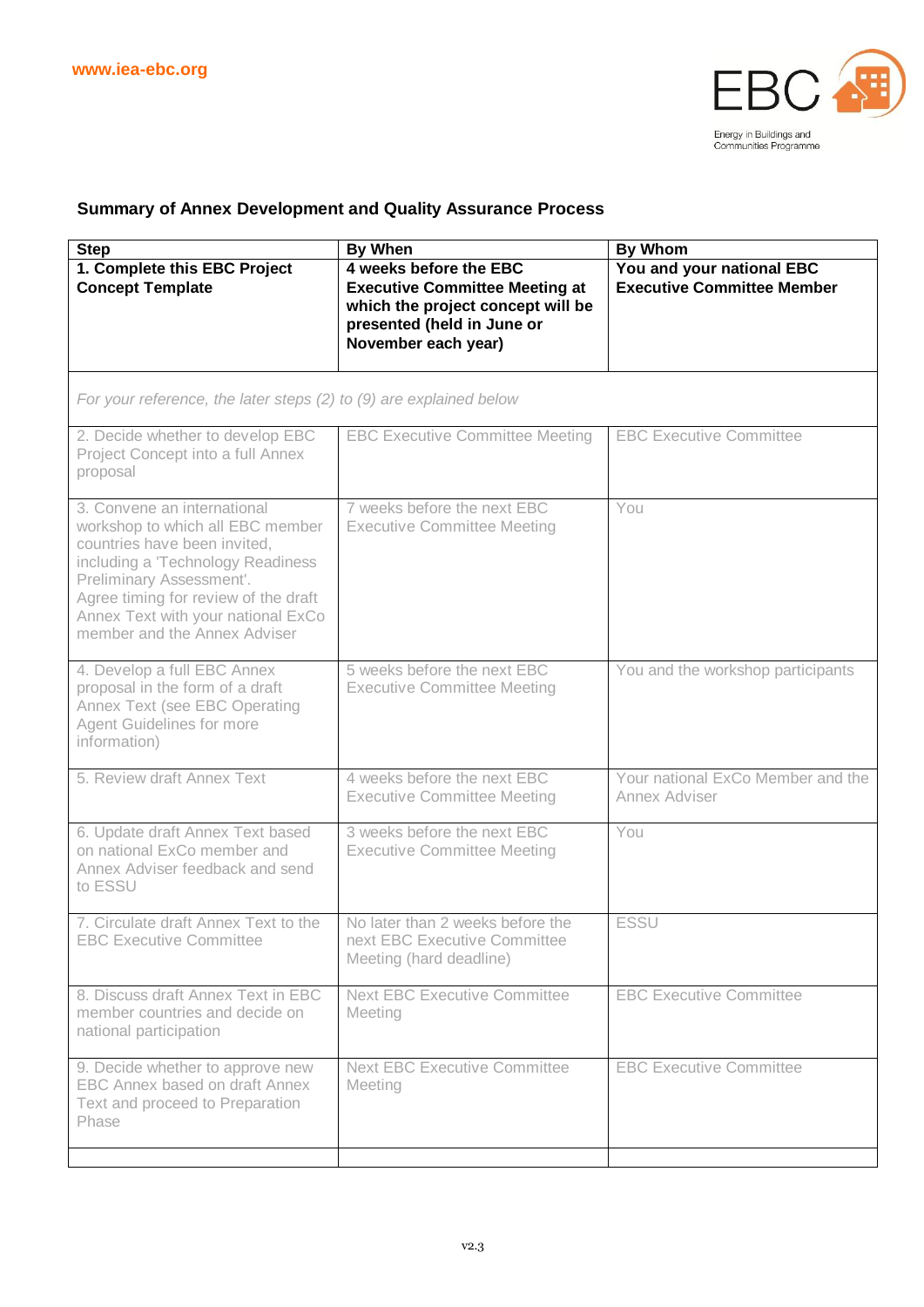www.iea-ebc.org

EBC
Energy in Buildings and Communities Programme

## Summary of Annex Development and Quality Assurance Process

| Step | By When | By Whom |
|---|---|---|
| **1. Complete this EBC Project Concept Template** | **4 weeks before the EBC Executive Committee Meeting at which the project concept will be presented (held in June or November each year)** | **You and your national EBC Executive Committee Member** |
| *For your reference, the later steps (2) to (9) are explained below* | | |
| 2. Decide whether to develop EBC Project Concept into a full Annex proposal | EBC Executive Committee Meeting | EBC Executive Committee |
| 3. Convene an international workshop to which all EBC member countries have been invited, including a 'Technology Readiness Preliminary Assessment'. Agree timing for review of the draft Annex Text with your national ExCo member and the Annex Adviser | 7 weeks before the next EBC Executive Committee Meeting | You |
| 4. Develop a full EBC Annex proposal in the form of a draft Annex Text (see EBC Operating Agent Guidelines for more information) | 5 weeks before the next EBC Executive Committee Meeting | You and the workshop participants |
| 5. Review draft Annex Text | 4 weeks before the next EBC Executive Committee Meeting | Your national ExCo Member and the Annex Adviser |
| 6. Update draft Annex Text based on national ExCo member and Annex Adviser feedback and send to ESSU | 3 weeks before the next EBC Executive Committee Meeting | You |
| 7. Circulate draft Annex Text to the EBC Executive Committee | No later than 2 weeks before the next EBC Executive Committee Meeting (hard deadline) | ESSU |
| 8. Discuss draft Annex Text in EBC member countries and decide on national participation | Next EBC Executive Committee Meeting | EBC Executive Committee |
| 9. Decide whether to approve new EBC Annex based on draft Annex Text and proceed to Preparation Phase | Next EBC Executive Committee Meeting | EBC Executive Committee |
| | | |

v2.3